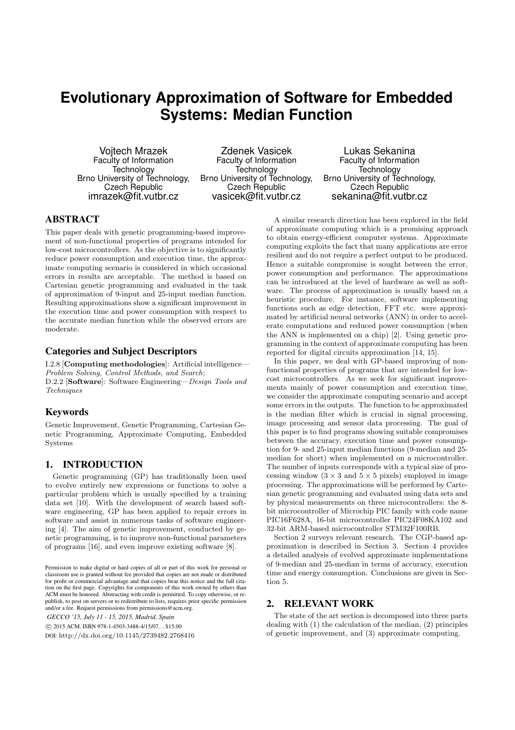# Evolutionary Approximation of Software for Embedded Systems: Median Function

Vojtech Mrazek
Faculty of Information Technology
Brno University of Technology, Czech Republic
imrazek@fit.vutbr.cz

Zdenek Vasicek
Faculty of Information Technology
Brno University of Technology, Czech Republic
vasicek@fit.vutbr.cz

Lukas Sekanina
Faculty of Information Technology
Brno University of Technology, Czech Republic
sekanina@fit.vutbr.cz

## ABSTRACT

This paper deals with genetic programming-based improvement of non-functional properties of programs intended for low-cost microcontrollers. As the objective is to significantly reduce power consumption and execution time, the approximate computing scenario is considered in which occasional errors in results are acceptable. The method is based on Cartesian genetic programming and evaluated in the task of approximation of 9-input and 25-input median function. Resulting approximations show a significant improvement in the execution time and power consumption with respect to the accurate median function while the observed errors are moderate.

### Categories and Subject Descriptors

I.2.8 [**Computing methodologies**]: Artificial intelligence—*Problem Solving, Control Methods, and Search*;
D.2.2 [**Software**]: Software Engineering—*Design Tools and Techniques*

### Keywords

Genetic Improvement, Genetic Programming, Cartesian Genetic Programming, Approximate Computing, Embedded Systems

## 1. INTRODUCTION

Genetic programming (GP) has traditionally been used to evolve entirely new expressions or functions to solve a particular problem which is usually specified by a training data set [10]. With the development of search based software engineering, GP has been applied to repair errors in software and assist in numerous tasks of software engineering [4]. The aim of genetic improvement, conducted by genetic programming, is to improve non-functional parameters of programs [16], and even improve existing software [8].

Permission to make digital or hard copies of all or part of this work for personal or classroom use is granted without fee provided that copies are not made or distributed for profit or commercial advantage and that copies bear this notice and the full citation on the first page. Copyrights for components of this work owned by others than ACM must be honored. Abstracting with credit is permitted. To copy otherwise, or republish, to post on servers or to redistribute to lists, requires prior specific permission and/or a fee. Request permissions from permissions@acm.org.
*GECCO '15, July 11 - 15, 2015, Madrid, Spain*
© 2015 ACM. ISBN 978-1-4503-3488-4/15/07...$15.00
DOI: http://dx.doi.org/10.1145/2739482.2768416

A similar research direction has been explored in the field of approximate computing which is a promising approach to obtain energy-efficient computer systems. Approximate computing exploits the fact that many applications are error resilient and do not require a perfect output to be produced. Hence a suitable compromise is sought between the error, power consumption and performance. The approximations can be introduced at the level of hardware as well as software. The process of approximation is usually based on a heuristic procedure. For instance, software implementing functions such as edge detection, FFT etc. were approximated by artificial neural networks (ANN) in order to accelerate computations and reduced power consumption (when the ANN is implemented on a chip) [2]. Using genetic programming in the context of approximate computing has been reported for digital circuits approximation [14, 15].

In this paper, we deal with GP-based improving of non-functional properties of programs that are intended for low-cost microcontrollers. As we seek for significant improvements mainly of power consumption and execution time, we consider the approximate computing scenario and accept some errors in the outputs. The function to be approximated is the median filter which is crucial in signal processing, image processing and sensor data processing. The goal of this paper is to find programs showing suitable compromises between the accuracy, execution time and power consumption for 9- and 25-input median functions (9-median and 25-median for short) when implemented on a microcontroller. The number of inputs corresponds with a typical size of processing window ($3 \times 3$ and $5 \times 5$ pixels) employed in image processing. The approximations will be performed by Cartesian genetic programming and evaluated using data sets and by physical measurements on three microcontrollers: the 8-bit microcontroller of Microchip PIC family with code name PIC16F628A, 16-bit microcontroller PIC24F08KA102 and 32-bit ARM-based microcontroller STM32F100RB.

Section 2 surveys relevant research. The CGP-based approximation is described in Section 3. Section 4 provides a detailed analysis of evolved approximate implementations of 9-median and 25-median in terms of accuracy, execution time and energy consumption. Conclusions are given in Section 5.

## 2. RELEVANT WORK

The state of the art section is decomposed into three parts dealing with (1) the calculation of the median, (2) principles of genetic improvement, and (3) approximate computing.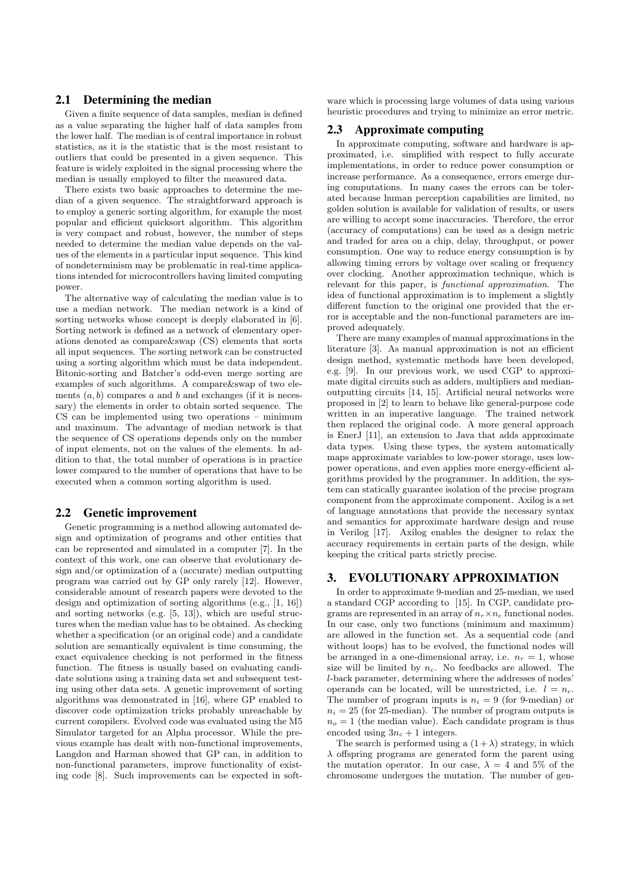## 2.1 Determining the median

Given a finite sequence of data samples, median is defined as a value separating the higher half of data samples from the lower half. The median is of central importance in robust statistics, as it is the statistic that is the most resistant to outliers that could be presented in a given sequence. This feature is widely exploited in the signal processing where the median is usually employed to filter the measured data.

There exists two basic approaches to determine the median of a given sequence. The straightforward approach is to employ a generic sorting algorithm, for example the most popular and efficient quicksort algorithm. This algorithm is very compact and robust, however, the number of steps needed to determine the median value depends on the values of the elements in a particular input sequence. This kind of nondeterminism may be problematic in real-time applications intended for microcontrollers having limited computing power.

The alternative way of calculating the median value is to use a median network. The median network is a kind of sorting networks whose concept is deeply elaborated in [6]. Sorting network is defined as a network of elementary operations denoted as compare&swap (CS) elements that sorts all input sequences. The sorting network can be constructed using a sorting algorithm which must be data independent. Bitonic-sorting and Batcher's odd-even merge sorting are examples of such algorithms. A compare&swap of two elements $(a, b)$ compares $a$ and $b$ and exchanges (if it is necessary) the elements in order to obtain sorted sequence. The CS can be implemented using two operations – minimum and maximum. The advantage of median network is that the sequence of CS operations depends only on the number of input elements, not on the values of the elements. In addition to that, the total number of operations is in practice lower compared to the number of operations that have to be executed when a common sorting algorithm is used.

## 2.2 Genetic improvement

Genetic programming is a method allowing automated design and optimization of programs and other entities that can be represented and simulated in a computer [7]. In the context of this work, one can observe that evolutionary design and/or optimization of a (accurate) median outputting program was carried out by GP only rarely [12]. However, considerable amount of research papers were devoted to the design and optimization of sorting algorithms (e.g., [1, 16]) and sorting networks (e.g. [5, 13]), which are useful structures when the median value has to be obtained. As checking whether a specification (or an original code) and a candidate solution are semantically equivalent is time consuming, the exact equivalence checking is not performed in the fitness function. The fitness is usually based on evaluating candidate solutions using a training data set and subsequent testing using other data sets. A genetic improvement of sorting algorithms was demonstrated in [16], where GP enabled to discover code optimization tricks probably unreachable by current compilers. Evolved code was evaluated using the M5 Simulator targeted for an Alpha processor. While the previous example has dealt with non-functional improvements, Langdon and Harman showed that GP can, in addition to non-functional parameters, improve functionality of existing code [8]. Such improvements can be expected in software which is processing large volumes of data using various heuristic procedures and trying to minimize an error metric.

## 2.3 Approximate computing

In approximate computing, software and hardware is approximated, i.e. simplified with respect to fully accurate implementations, in order to reduce power consumption or increase performance. As a consequence, errors emerge during computations. In many cases the errors can be tolerated because human perception capabilities are limited, no golden solution is available for validation of results, or users are willing to accept some inaccuracies. Therefore, the error (accuracy of computations) can be used as a design metric and traded for area on a chip, delay, throughput, or power consumption. One way to reduce energy consumption is by allowing timing errors by voltage over scaling or frequency over clocking. Another approximation technique, which is relevant for this paper, is *functional approximation*. The idea of functional approximation is to implement a slightly different function to the original one provided that the error is acceptable and the non-functional parameters are improved adequately.

There are many examples of manual approximations in the literature [3]. As manual approximation is not an efficient design method, systematic methods have been developed, e.g. [9]. In our previous work, we used CGP to approximate digital circuits such as adders, multipliers and median-outputting circuits [14, 15]. Artificial neural networks were proposed in [2] to learn to behave like general-purpose code written in an imperative language. The trained network then replaced the original code. A more general approach is EnerJ [11], an extension to Java that adds approximate data types. Using these types, the system automatically maps approximate variables to low-power storage, uses low-power operations, and even applies more energy-efficient algorithms provided by the programmer. In addition, the system can statically guarantee isolation of the precise program component from the approximate component. Axilog is a set of language annotations that provide the necessary syntax and semantics for approximate hardware design and reuse in Verilog [17]. Axilog enables the designer to relax the accuracy requirements in certain parts of the design, while keeping the critical parts strictly precise.

# 3. EVOLUTIONARY APPROXIMATION

In order to approximate 9-median and 25-median, we used a standard CGP according to [15]. In CGP, candidate programs are represented in an array of $n_r \times n_c$ functional nodes. In our case, only two functions (minimum and maximum) are allowed in the function set. As a sequential code (and without loops) has to be evolved, the functional nodes will be arranged in a one-dimensional array, i.e. $n_r = 1$, whose size will be limited by $n_c$. No feedbacks are allowed. The $l$-back parameter, determining where the addresses of nodes' operands can be located, will be unrestricted, i.e. $l = n_c$. The number of program inputs is $n_i = 9$ (for 9-median) or $n_i = 25$ (for 25-median). The number of program outputs is $n_o = 1$ (the median value). Each candidate program is thus encoded using $3n_c + 1$ integers.

The search is performed using a $(1 + \lambda)$ strategy, in which $\lambda$ offspring programs are generated form the parent using the mutation operator. In our case, $\lambda = 4$ and 5% of the chromosome undergoes the mutation. The number of gen-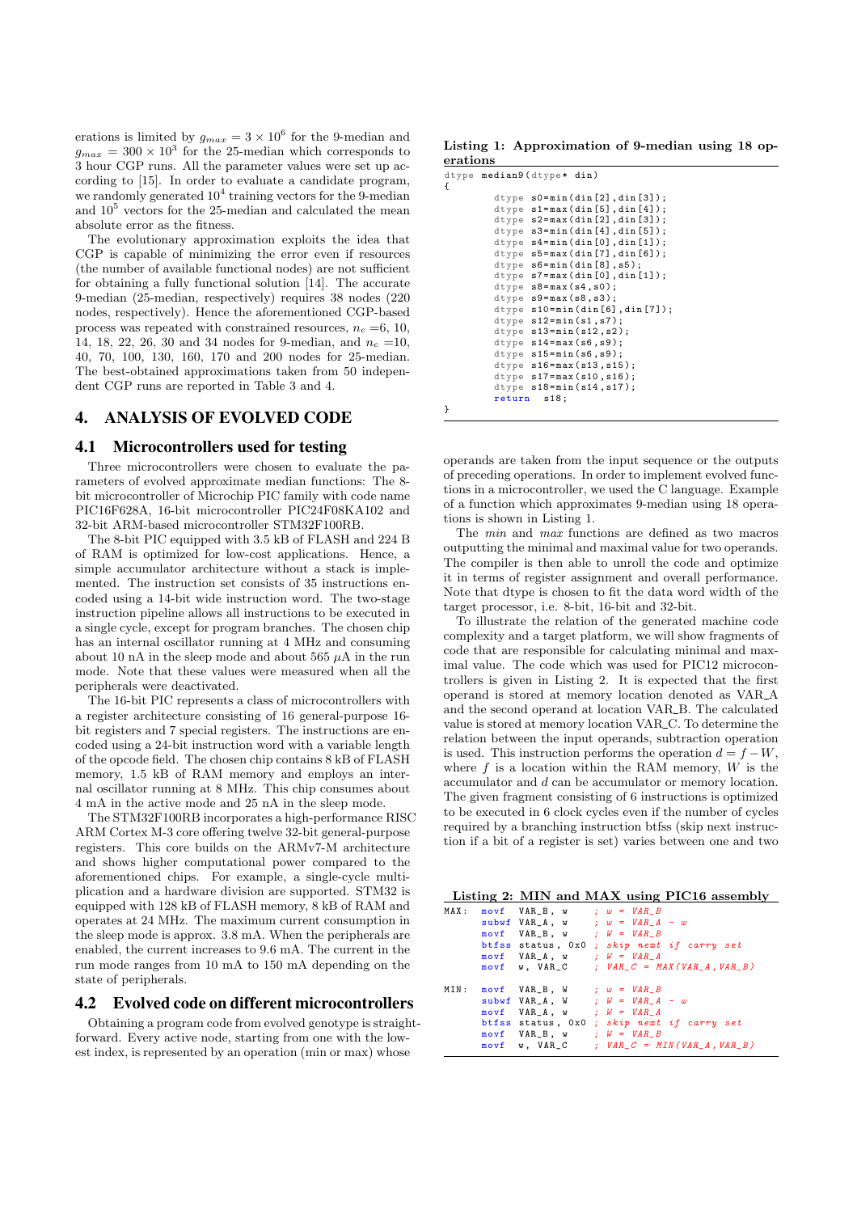erations is limited by $g_{max} = 3 \times 10^6$ for the 9-median and $g_{max} = 300 \times 10^3$ for the 25-median which corresponds to 3 hour CGP runs. All the parameter values were set up according to [15]. In order to evaluate a candidate program, we randomly generated $10^4$ training vectors for the 9-median and $10^5$ vectors for the 25-median and calculated the mean absolute error as the fitness.

The evolutionary approximation exploits the idea that CGP is capable of minimizing the error even if resources (the number of available functional nodes) are not sufficient for obtaining a fully functional solution [14]. The accurate 9-median (25-median, respectively) requires 38 nodes (220 nodes, respectively). Hence the aforementioned CGP-based process was repeated with constrained resources, $n_c$ =6, 10, 14, 18, 22, 26, 30 and 34 nodes for 9-median, and $n_c$ =10, 40, 70, 100, 130, 160, 170 and 200 nodes for 25-median. The best-obtained approximations taken from 50 independent CGP runs are reported in Table 3 and 4.

## 4. ANALYSIS OF EVOLVED CODE

### 4.1 Microcontrollers used for testing

Three microcontrollers were chosen to evaluate the parameters of evolved approximate median functions: The 8-bit microcontroller of Microchip PIC family with code name PIC16F628A, 16-bit microcontroller PIC24F08KA102 and 32-bit ARM-based microcontroller STM32F100RB.

The 8-bit PIC equipped with 3.5 kB of FLASH and 224 B of RAM is optimized for low-cost applications. Hence, a simple accumulator architecture without a stack is implemented. The instruction set consists of 35 instructions encoded using a 14-bit wide instruction word. The two-stage instruction pipeline allows all instructions to be executed in a single cycle, except for program branches. The chosen chip has an internal oscillator running at 4 MHz and consuming about 10 nA in the sleep mode and about 565 $\mu$A in the run mode. Note that these values were measured when all the peripherals were deactivated.

The 16-bit PIC represents a class of microcontrollers with a register architecture consisting of 16 general-purpose 16-bit registers and 7 special registers. The instructions are encoded using a 24-bit instruction word with a variable length of the opcode field. The chosen chip contains 8 kB of FLASH memory, 1.5 kB of RAM memory and employs an internal oscillator running at 8 MHz. This chip consumes about 4 mA in the active mode and 25 nA in the sleep mode.

The STM32F100RB incorporates a high-performance RISC ARM Cortex M-3 core offering twelve 32-bit general-purpose registers. This core builds on the ARMv7-M architecture and shows higher computational power compared to the aforementioned chips. For example, a single-cycle multiplication and a hardware division are supported. STM32 is equipped with 128 kB of FLASH memory, 8 kB of RAM and operates at 24 MHz. The maximum current consumption in the sleep mode is approx. 3.8 mA. When the peripherals are enabled, the current increases to 9.6 mA. The current in the run mode ranges from 10 mA to 150 mA depending on the state of peripherals.

### 4.2 Evolved code on different microcontrollers

Obtaining a program code from evolved genotype is straightforward. Every active node, starting from one with the lowest index, is represented by an operation (min or max) whose operands are taken from the input sequence or the outputs of preceding operations. In order to implement evolved functions in a microcontroller, we used the C language. Example of a function which approximates 9-median using 18 operations is shown in Listing 1.

**Listing 1: Approximation of 9-median using 18 operations**

```
dtype median9(dtype* din)
{
        dtype s0=min(din[2],din[3]);
        dtype s1=max(din[5],din[4]);
        dtype s2=max(din[2],din[3]);
        dtype s3=min(din[4],din[5]);
        dtype s4=min(din[0],din[1]);
        dtype s5=max(din[7],din[6]);
        dtype s6=min(din[8],s5);
        dtype s7=max(din[0],din[1]);
        dtype s8=max(s4,s0);
        dtype s9=max(s8,s3);
        dtype s10=min(din[6],din[7]);
        dtype s12=min(s1,s7);
        dtype s13=min(s12,s2);
        dtype s14=max(s6,s9);
        dtype s15=min(s6,s9);
        dtype s16=max(s13,s15);
        dtype s17=max(s10,s16);
        dtype s18=min(s14,s17);
        return  s18;
}
```

The *min* and *max* functions are defined as two macros outputting the minimal and maximal value for two operands. The compiler is then able to unroll the code and optimize it in terms of register assignment and overall performance. Note that dtype is chosen to fit the data word width of the target processor, i.e. 8-bit, 16-bit and 32-bit.

To illustrate the relation of the generated machine code complexity and a target platform, we will show fragments of code that are responsible for calculating minimal and maximal value. The code which was used for PIC12 microcontrollers is given in Listing 2. It is expected that the first operand is stored at memory location denoted as VAR_A and the second operand at location VAR_B. The calculated value is stored at memory location VAR_C. To determine the relation between the input operands, subtraction operation is used. This instruction performs the operation $d = f - W$, where $f$ is a location within the RAM memory, $W$ is the accumulator and $d$ can be accumulator or memory location. The given fragment consisting of 6 instructions is optimized to be executed in 6 clock cycles even if the number of cycles required by a branching instruction btfss (skip next instruction if a bit of a register is set) varies between one and two

**Listing 2: MIN and MAX using PIC16 assembly**

```
MAX:  movf   VAR_B, w      ; w = VAR_B
      subwf  VAR_A, w      ; w = VAR_A - w
      movf   VAR_B, w      ; W = VAR_B
      btfss  status, 0x0   ; skip next if carry set
      movf   VAR_A, w      ; W = VAR_A
      movf   w, VAR_C      ; VAR_C = MAX(VAR_A,VAR_B)

MIN:  movf   VAR_B, W      ; w = VAR_B
      subwf  VAR_A, W      ; W = VAR_A - w
      movf   VAR_A, w      ; W = VAR_A
      btfss  status, 0x0   ; skip next if carry set
      movf   VAR_B, w      ; W = VAR_B
      movf   w, VAR_C      ; VAR_C = MIN(VAR_A,VAR_B)
```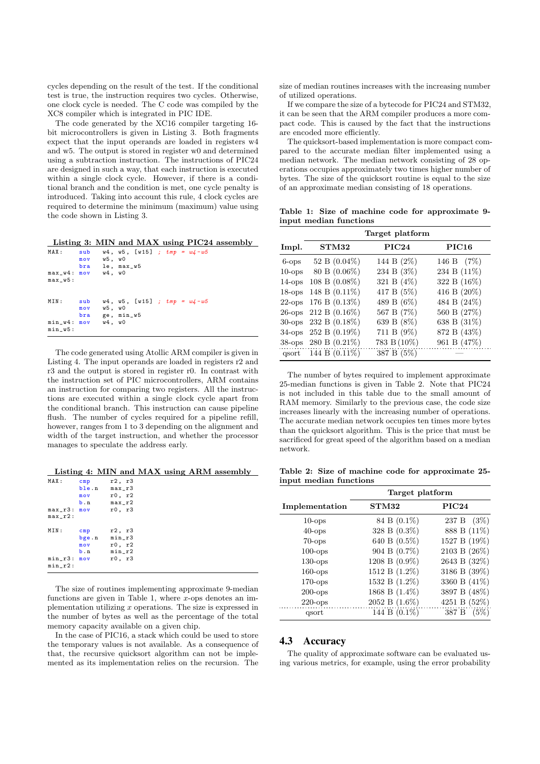cycles depending on the result of the test. If the conditional test is true, the instruction requires two cycles. Otherwise, one clock cycle is needed. The C code was compiled by the XC8 compiler which is integrated in PIC IDE.

The code generated by the XC16 compiler targeting 16-bit microcontrollers is given in Listing 3. Both fragments expect that the input operands are loaded in registers w4 and w5. The output is stored in register w0 and determined using a subtraction instruction. The instructions of PIC24 are designed in such a way, that each instruction is executed within a single clock cycle. However, if there is a conditional branch and the condition is met, one cycle penalty is introduced. Taking into account this rule, 4 clock cycles are required to determine the minimum (maximum) value using the code shown in Listing 3.

**Listing 3: MIN and MAX using PIC24 assembly**

```
MAX:     sub    w4, w5, [w15]  ; tmp = w4-w5
         mov    w5, w0
         bra    le, max_w5
max_w4:  mov    w4, w0
max_w5:


MIN:     sub    w4, w5, [w15]  ; tmp = w4-w5
         mov    w5, w0
         bra    ge, min_w5
min_w4:  mov    w4, w0
min_w5:
```

The code generated using Atollic ARM compiler is given in Listing 4. The input operands are loaded in registers r2 and r3 and the output is stored in register r0. In contrast with the instruction set of PIC microcontrollers, ARM contains an instruction for comparing two registers. All the instructions are executed within a single clock cycle apart from the conditional branch. This instruction can cause pipeline flush. The number of cycles required for a pipeline refill, however, ranges from 1 to 3 depending on the alignment and width of the target instruction, and whether the processor manages to speculate the address early.

**Listing 4: MIN and MAX using ARM assembly**

```
MAX:     cmp     r2, r3
         ble.n   max_r3
         mov     r0, r2
         b.n     max_r2
max_r3:  mov     r0, r3
max_r2:

MIN:     cmp     r2, r3
         bge.n   min_r3
         mov     r0, r2
         b.n     min_r2
min_r3:  mov     r0, r3
min_r2:
```

The size of routines implementing approximate 9-median functions are given in Table 1, where *x*-ops denotes an implementation utilizing *x* operations. The size is expressed in the number of bytes as well as the percentage of the total memory capacity available on a given chip.

In the case of PIC16, a stack which could be used to store the temporary values is not available. As a consequence of that, the recursive quicksort algorithm can not be implemented as its implementation relies on the recursion. The size of median routines increases with the increasing number of utilized operations.

If we compare the size of a bytecode for PIC24 and STM32, it can be seen that the ARM compiler produces a more compact code. This is caused by the fact that the instructions are encoded more efficiently.

The quicksort-based implementation is more compact compared to the accurate median filter implemented using a median network. The median network consisting of 28 operations occupies approximately two times higher number of bytes. The size of the quicksort routine is equal to the size of an approximate median consisting of 18 operations.

**Table 1: Size of machine code for approximate 9-input median functions**

| | Target platform | | |
|---|---|---|---|
| **Impl.** | **STM32** | **PIC24** | **PIC16** |
| 6-ops | 52 B (0.04%) | 144 B (2%) | 146 B (7%) |
| 10-ops | 80 B (0.06%) | 234 B (3%) | 234 B (11%) |
| 14-ops | 108 B (0.08%) | 321 B (4%) | 322 B (16%) |
| 18-ops | 148 B (0.11%) | 417 B (5%) | 416 B (20%) |
| 22-ops | 176 B (0.13%) | 489 B (6%) | 484 B (24%) |
| 26-ops | 212 B (0.16%) | 567 B (7%) | 560 B (27%) |
| 30-ops | 232 B (0.18%) | 639 B (8%) | 638 B (31%) |
| 34-ops | 252 B (0.19%) | 711 B (9%) | 872 B (43%) |
| 38-ops | 280 B (0.21%) | 783 B (10%) | 961 B (47%) |
| qsort | 144 B (0.11%) | 387 B (5%) | — |

The number of bytes required to implement approximate 25-median functions is given in Table 2. Note that PIC24 is not included in this table due to the small amount of RAM memory. Similarly to the previous case, the code size increases linearly with the increasing number of operations. The accurate median network occupies ten times more bytes than the quicksort algorithm. This is the price that must be sacrificed for great speed of the algorithm based on a median network.

**Table 2: Size of machine code for approximate 25-input median functions**

| | Target platform | |
|---|---|---|
| **Implementation** | **STM32** | **PIC24** |
| 10-ops | 84 B (0.1%) | 237 B (3%) |
| 40-ops | 328 B (0.3%) | 888 B (11%) |
| 70-ops | 640 B (0.5%) | 1527 B (19%) |
| 100-ops | 904 B (0.7%) | 2103 B (26%) |
| 130-ops | 1208 B (0.9%) | 2643 B (32%) |
| 160-ops | 1512 B (1.2%) | 3186 B (39%) |
| 170-ops | 1532 B (1.2%) | 3360 B (41%) |
| 200-ops | 1868 B (1.4%) | 3897 B (48%) |
| 220-ops | 2052 B (1.6%) | 4251 B (52%) |
| qsort | 144 B (0.1%) | 387 B (5%) |

## 4.3 Accuracy

The quality of approximate software can be evaluated using various metrics, for example, using the error probability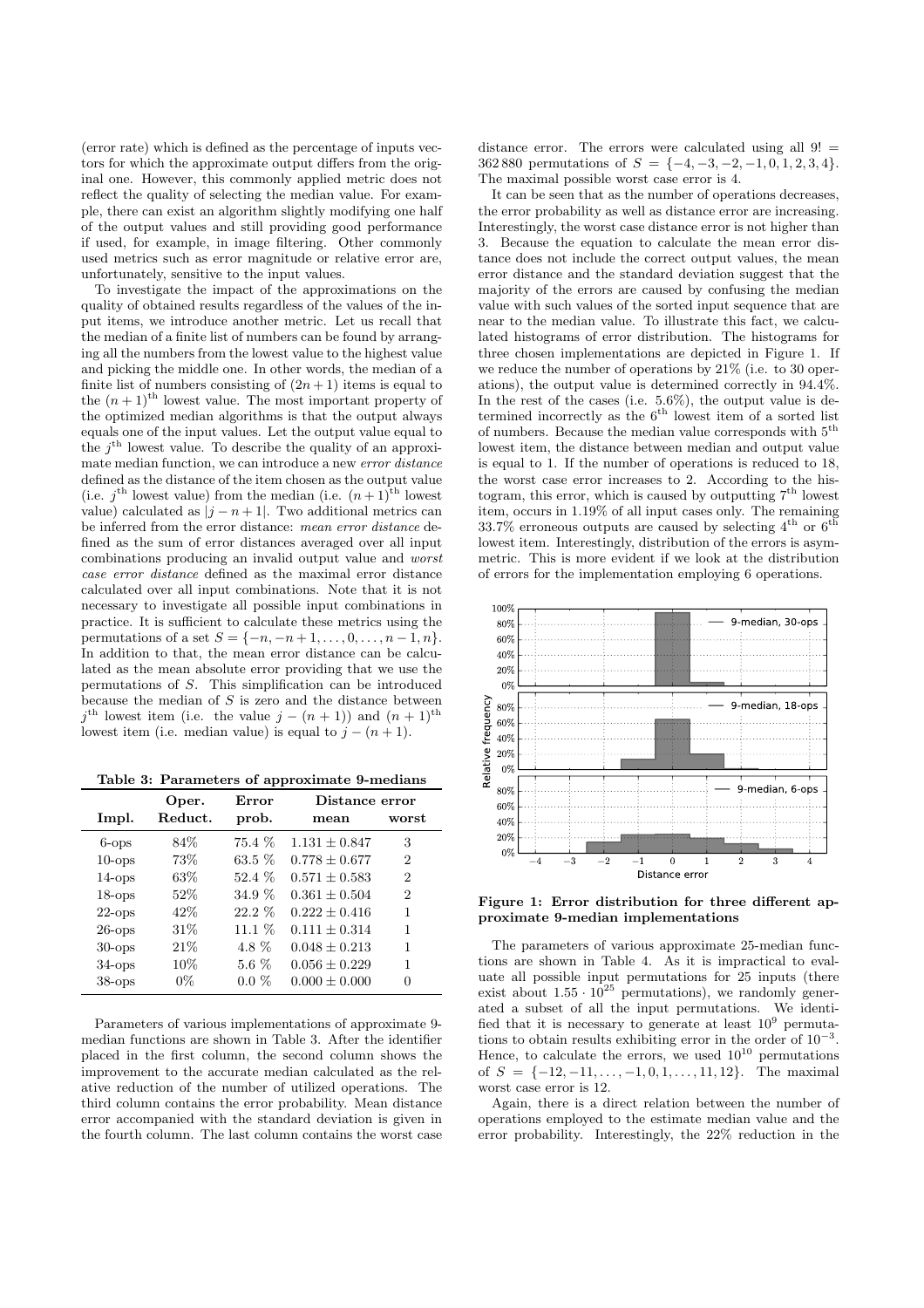(error rate) which is defined as the percentage of inputs vectors for which the approximate output differs from the original one. However, this commonly applied metric does not reflect the quality of selecting the median value. For example, there can exist an algorithm slightly modifying one half of the output values and still providing good performance if used, for example, in image filtering. Other commonly used metrics such as error magnitude or relative error are, unfortunately, sensitive to the input values.

To investigate the impact of the approximations on the quality of obtained results regardless of the values of the input items, we introduce another metric. Let us recall that the median of a finite list of numbers can be found by arranging all the numbers from the lowest value to the highest value and picking the middle one. In other words, the median of a finite list of numbers consisting of $(2n+1)$ items is equal to the $(n+1)^{\text{th}}$ lowest value. The most important property of the optimized median algorithms is that the output always equals one of the input values. Let the output value equal to the $j^{\text{th}}$ lowest value. To describe the quality of an approximate median function, we can introduce a new *error distance* defined as the distance of the item chosen as the output value (i.e. $j^{\text{th}}$ lowest value) from the median (i.e. $(n+1)^{\text{th}}$ lowest value) calculated as $|j-n+1|$. Two additional metrics can be inferred from the error distance: *mean error distance* defined as the sum of error distances averaged over all input combinations producing an invalid output value and *worst case error distance* defined as the maximal error distance calculated over all input combinations. Note that it is not necessary to investigate all possible input combinations in practice. It is sufficient to calculate these metrics using the permutations of a set $S = \{-n, -n+1, \ldots, 0, \ldots, n-1, n\}$. In addition to that, the mean error distance can be calculated as the mean absolute error providing that we use the permutations of $S$. This simplification can be introduced because the median of $S$ is zero and the distance between $j^{\text{th}}$ lowest item (i.e. the value $j-(n+1)$) and $(n+1)^{\text{th}}$ lowest item (i.e. median value) is equal to $j-(n+1)$.

**Table 3: Parameters of approximate 9-medians**

| Impl. | Oper. Reduct. | Error prob. | Distance error mean | Distance error worst |
|---|---|---|---|---|
| 6-ops | 84% | 75.4 % | $1.131 \pm 0.847$ | 3 |
| 10-ops | 73% | 63.5 % | $0.778 \pm 0.677$ | 2 |
| 14-ops | 63% | 52.4 % | $0.571 \pm 0.583$ | 2 |
| 18-ops | 52% | 34.9 % | $0.361 \pm 0.504$ | 2 |
| 22-ops | 42% | 22.2 % | $0.222 \pm 0.416$ | 1 |
| 26-ops | 31% | 11.1 % | $0.111 \pm 0.314$ | 1 |
| 30-ops | 21% | 4.8 % | $0.048 \pm 0.213$ | 1 |
| 34-ops | 10% | 5.6 % | $0.056 \pm 0.229$ | 1 |
| 38-ops | 0% | 0.0 % | $0.000 \pm 0.000$ | 0 |

Parameters of various implementations of approximate 9-median functions are shown in Table 3. After the identifier placed in the first column, the second column shows the improvement to the accurate median calculated as the relative reduction of the number of utilized operations. The third column contains the error probability. Mean distance error accompanied with the standard deviation is given in the fourth column. The last column contains the worst case distance error. The errors were calculated using all $9! = 362\,880$ permutations of $S = \{-4, -3, -2, -1, 0, 1, 2, 3, 4\}$. The maximal possible worst case error is 4.

It can be seen that as the number of operations decreases, the error probability as well as distance error are increasing. Interestingly, the worst case distance error is not higher than 3. Because the equation to calculate the mean error distance does not include the correct output values, the mean error distance and the standard deviation suggest that the majority of the errors are caused by confusing the median value with such values of the sorted input sequence that are near to the median value. To illustrate this fact, we calculated histograms of error distribution. The histograms for three chosen implementations are depicted in Figure 1. If we reduce the number of operations by 21% (i.e. to 30 operations), the output value is determined correctly in 94.4%. In the rest of the cases (i.e. 5.6%), the output value is determined incorrectly as the $6^{\text{th}}$ lowest item of a sorted list of numbers. Because the median value corresponds with $5^{\text{th}}$ lowest item, the distance between median and output value is equal to 1. If the number of operations is reduced to 18, the worst case error increases to 2. According to the histogram, this error, which is caused by outputting $7^{\text{th}}$ lowest item, occurs in 1.19% of all input cases only. The remaining 33.7% erroneous outputs are caused by selecting $4^{\text{th}}$ or $6^{\text{th}}$ lowest item. Interestingly, distribution of the errors is asymmetric. This is more evident if we look at the distribution of errors for the implementation employing 6 operations.

**Figure 1: Error distribution for three different approximate 9-median implementations**

The parameters of various approximate 25-median functions are shown in Table 4. As it is impractical to evaluate all possible input permutations for 25 inputs (there exist about $1.55 \cdot 10^{25}$ permutations), we randomly generated a subset of all the input permutations. We identified that it is necessary to generate at least $10^9$ permutations to obtain results exhibiting error in the order of $10^{-3}$. Hence, to calculate the errors, we used $10^{10}$ permutations of $S = \{-12, -11, \ldots, -1, 0, 1, \ldots, 11, 12\}$. The maximal worst case error is 12.

Again, there is a direct relation between the number of operations employed to the estimate median value and the error probability. Interestingly, the 22% reduction in the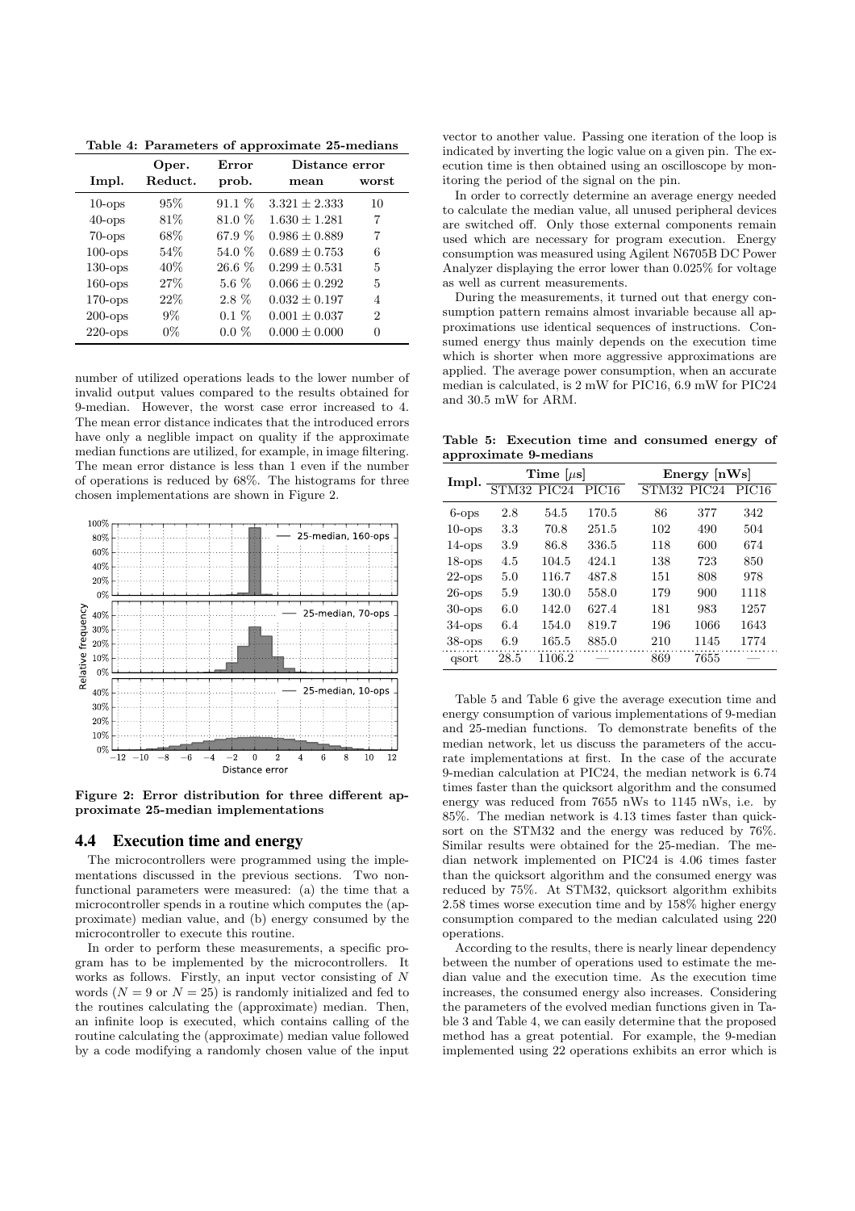**Table 4: Parameters of approximate 25-medians**

| Impl. | Oper. Reduct. | Error prob. | Distance error mean | Distance error worst |
|---|---|---|---|---|
| 10-ops | 95% | 91.1 % | $3.321 \pm 2.333$ | 10 |
| 40-ops | 81% | 81.0 % | $1.630 \pm 1.281$ | 7 |
| 70-ops | 68% | 67.9 % | $0.986 \pm 0.889$ | 7 |
| 100-ops | 54% | 54.0 % | $0.689 \pm 0.753$ | 6 |
| 130-ops | 40% | 26.6 % | $0.299 \pm 0.531$ | 5 |
| 160-ops | 27% | 5.6 % | $0.066 \pm 0.292$ | 5 |
| 170-ops | 22% | 2.8 % | $0.032 \pm 0.197$ | 4 |
| 200-ops | 9% | 0.1 % | $0.001 \pm 0.037$ | 2 |
| 220-ops | 0% | 0.0 % | $0.000 \pm 0.000$ | 0 |

number of utilized operations leads to the lower number of invalid output values compared to the results obtained for 9-median. However, the worst case error increased to 4. The mean error distance indicates that the introduced errors have only a neglible impact on quality if the approximate median functions are utilized, for example, in image filtering. The mean error distance is less than 1 even if the number of operations is reduced by 68%. The histograms for three chosen implementations are shown in Figure 2.

**Figure 2: Error distribution for three different approximate 25-median implementations**

## 4.4 Execution time and energy

The microcontrollers were programmed using the implementations discussed in the previous sections. Two nonfunctional parameters were measured: (a) the time that a microcontroller spends in a routine which computes the (approximate) median value, and (b) energy consumed by the microcontroller to execute this routine.

In order to perform these measurements, a specific program has to be implemented by the microcontrollers. It works as follows. Firstly, an input vector consisting of $N$ words ($N = 9$ or $N = 25$) is randomly initialized and fed to the routines calculating the (approximate) median. Then, an infinite loop is executed, which contains calling of the routine calculating the (approximate) median value followed by a code modifying a randomly chosen value of the input vector to another value. Passing one iteration of the loop is indicated by inverting the logic value on a given pin. The execution time is then obtained using an oscilloscope by monitoring the period of the signal on the pin.

In order to correctly determine an average energy needed to calculate the median value, all unused peripheral devices are switched off. Only those external components remain used which are necessary for program execution. Energy consumption was measured using Agilent N6705B DC Power Analyzer displaying the error lower than 0.025% for voltage as well as current measurements.

During the measurements, it turned out that energy consumption pattern remains almost invariable because all approximations use identical sequences of instructions. Consumed energy thus mainly depends on the execution time which is shorter when more aggressive approximations are applied. The average power consumption, when an accurate median is calculated, is 2 mW for PIC16, 6.9 mW for PIC24 and 30.5 mW for ARM.

**Table 5: Execution time and consumed energy of approximate 9-medians**

| Impl. | Time [$\mu$s] STM32 | Time [$\mu$s] PIC24 | Time [$\mu$s] PIC16 | Energy [nWs] STM32 | Energy [nWs] PIC24 | Energy [nWs] PIC16 |
|---|---|---|---|---|---|---|
| 6-ops | 2.8 | 54.5 | 170.5 | 86 | 377 | 342 |
| 10-ops | 3.3 | 70.8 | 251.5 | 102 | 490 | 504 |
| 14-ops | 3.9 | 86.8 | 336.5 | 118 | 600 | 674 |
| 18-ops | 4.5 | 104.5 | 424.1 | 138 | 723 | 850 |
| 22-ops | 5.0 | 116.7 | 487.8 | 151 | 808 | 978 |
| 26-ops | 5.9 | 130.0 | 558.0 | 179 | 900 | 1118 |
| 30-ops | 6.0 | 142.0 | 627.4 | 181 | 983 | 1257 |
| 34-ops | 6.4 | 154.0 | 819.7 | 196 | 1066 | 1643 |
| 38-ops | 6.9 | 165.5 | 885.0 | 210 | 1145 | 1774 |
| qsort | 28.5 | 1106.2 | — | 869 | 7655 | — |

Table 5 and Table 6 give the average execution time and energy consumption of various implementations of 9-median and 25-median functions. To demonstrate benefits of the median network, let us discuss the parameters of the accurate implementations at first. In the case of the accurate 9-median calculation at PIC24, the median network is 6.74 times faster than the quicksort algorithm and the consumed energy was reduced from 7655 nWs to 1145 nWs, i.e. by 85%. The median network is 4.13 times faster than quicksort on the STM32 and the energy was reduced by 76%. Similar results were obtained for the 25-median. The median network implemented on PIC24 is 4.06 times faster than the quicksort algorithm and the consumed energy was reduced by 75%. At STM32, quicksort algorithm exhibits 2.58 times worse execution time and by 158% higher energy consumption compared to the median calculated using 220 operations.

According to the results, there is nearly linear dependency between the number of operations used to estimate the median value and the execution time. As the execution time increases, the consumed energy also increases. Considering the parameters of the evolved median functions given in Table 3 and Table 4, we can easily determine that the proposed method has a great potential. For example, the 9-median implemented using 22 operations exhibits an error which is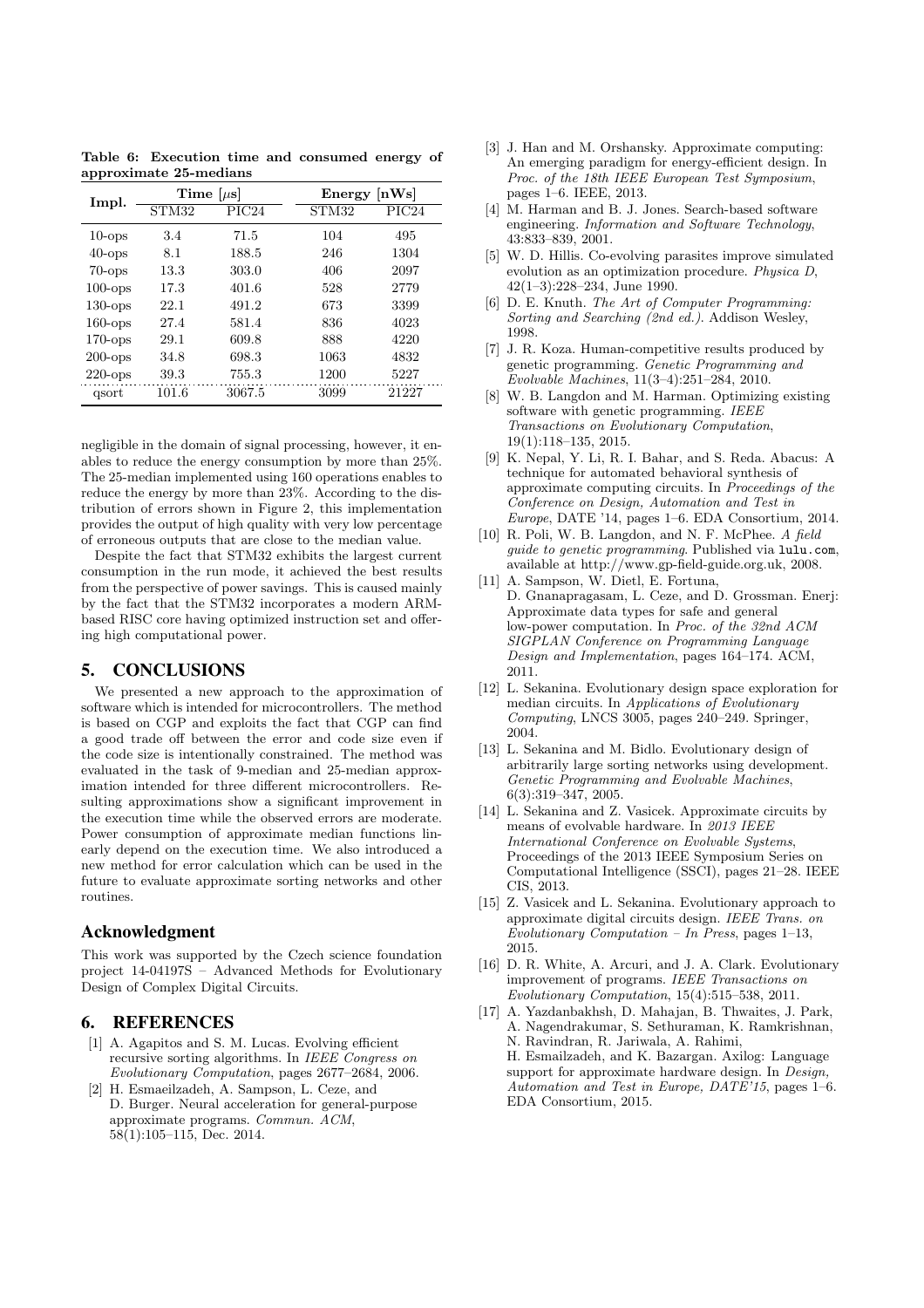**Table 6: Execution time and consumed energy of approximate 25-medians**

| Impl. | Time [$\mu$s] | | Energy [nWs] | |
|---|---|---|---|---|
| | STM32 | PIC24 | STM32 | PIC24 |
| 10-ops | 3.4 | 71.5 | 104 | 495 |
| 40-ops | 8.1 | 188.5 | 246 | 1304 |
| 70-ops | 13.3 | 303.0 | 406 | 2097 |
| 100-ops | 17.3 | 401.6 | 528 | 2779 |
| 130-ops | 22.1 | 491.2 | 673 | 3399 |
| 160-ops | 27.4 | 581.4 | 836 | 4023 |
| 170-ops | 29.1 | 609.8 | 888 | 4220 |
| 200-ops | 34.8 | 698.3 | 1063 | 4832 |
| 220-ops | 39.3 | 755.3 | 1200 | 5227 |
| qsort | 101.6 | 3067.5 | 3099 | 21227 |

negligible in the domain of signal processing, however, it enables to reduce the energy consumption by more than 25%. The 25-median implemented using 160 operations enables to reduce the energy by more than 23%. According to the distribution of errors shown in Figure 2, this implementation provides the output of high quality with very low percentage of erroneous outputs that are close to the median value.

Despite the fact that STM32 exhibits the largest current consumption in the run mode, it achieved the best results from the perspective of power savings. This is caused mainly by the fact that the STM32 incorporates a modern ARM-based RISC core having optimized instruction set and offering high computational power.

## 5. CONCLUSIONS

We presented a new approach to the approximation of software which is intended for microcontrollers. The method is based on CGP and exploits the fact that CGP can find a good trade off between the error and code size even if the code size is intentionally constrained. The method was evaluated in the task of 9-median and 25-median approximation intended for three different microcontrollers. Resulting approximations show a significant improvement in the execution time while the observed errors are moderate. Power consumption of approximate median functions linearly depend on the execution time. We also introduced a new method for error calculation which can be used in the future to evaluate approximate sorting networks and other routines.

### Acknowledgment

This work was supported by the Czech science foundation project 14-04197S – Advanced Methods for Evolutionary Design of Complex Digital Circuits.

## 6. REFERENCES

[1] A. Agapitos and S. M. Lucas. Evolving efficient recursive sorting algorithms. In *IEEE Congress on Evolutionary Computation*, pages 2677–2684, 2006.

[2] H. Esmaeilzadeh, A. Sampson, L. Ceze, and D. Burger. Neural acceleration for general-purpose approximate programs. *Commun. ACM*, 58(1):105–115, Dec. 2014.

[3] J. Han and M. Orshansky. Approximate computing: An emerging paradigm for energy-efficient design. In *Proc. of the 18th IEEE European Test Symposium*, pages 1–6. IEEE, 2013.

[4] M. Harman and B. J. Jones. Search-based software engineering. *Information and Software Technology*, 43:833–839, 2001.

[5] W. D. Hillis. Co-evolving parasites improve simulated evolution as an optimization procedure. *Physica D*, 42(1–3):228–234, June 1990.

[6] D. E. Knuth. *The Art of Computer Programming: Sorting and Searching (2nd ed.)*. Addison Wesley, 1998.

[7] J. R. Koza. Human-competitive results produced by genetic programming. *Genetic Programming and Evolvable Machines*, 11(3–4):251–284, 2010.

[8] W. B. Langdon and M. Harman. Optimizing existing software with genetic programming. *IEEE Transactions on Evolutionary Computation*, 19(1):118–135, 2015.

[9] K. Nepal, Y. Li, R. I. Bahar, and S. Reda. Abacus: A technique for automated behavioral synthesis of approximate computing circuits. In *Proceedings of the Conference on Design, Automation and Test in Europe*, DATE '14, pages 1–6. EDA Consortium, 2014.

[10] R. Poli, W. B. Langdon, and N. F. McPhee. *A field guide to genetic programming*. Published via lulu.com, available at http://www.gp-field-guide.org.uk, 2008.

[11] A. Sampson, W. Dietl, E. Fortuna, D. Gnanapragasam, L. Ceze, and D. Grossman. Enerj: Approximate data types for safe and general low-power computation. In *Proc. of the 32nd ACM SIGPLAN Conference on Programming Language Design and Implementation*, pages 164–174. ACM, 2011.

[12] L. Sekanina. Evolutionary design space exploration for median circuits. In *Applications of Evolutionary Computing*, LNCS 3005, pages 240–249. Springer, 2004.

[13] L. Sekanina and M. Bidlo. Evolutionary design of arbitrarily large sorting networks using development. *Genetic Programming and Evolvable Machines*, 6(3):319–347, 2005.

[14] L. Sekanina and Z. Vasicek. Approximate circuits by means of evolvable hardware. In *2013 IEEE International Conference on Evolvable Systems*, Proceedings of the 2013 IEEE Symposium Series on Computational Intelligence (SSCI), pages 21–28. IEEE CIS, 2013.

[15] Z. Vasicek and L. Sekanina. Evolutionary approach to approximate digital circuits design. *IEEE Trans. on Evolutionary Computation – In Press*, pages 1–13, 2015.

[16] D. R. White, A. Arcuri, and J. A. Clark. Evolutionary improvement of programs. *IEEE Transactions on Evolutionary Computation*, 15(4):515–538, 2011.

[17] A. Yazdanbakhsh, D. Mahajan, B. Thwaites, J. Park, A. Nagendrakumar, S. Sethuraman, K. Ramkrishnan, N. Ravindran, R. Jariwala, A. Rahimi, H. Esmailzadeh, and K. Bazargan. Axilog: Language support for approximate hardware design. In *Design, Automation and Test in Europe, DATE'15*, pages 1–6. EDA Consortium, 2015.